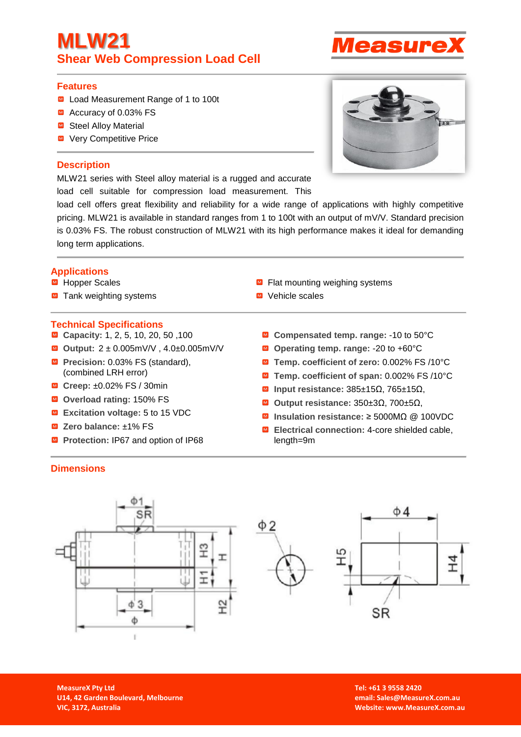# MLW21

## Shear Web Compression Load Cell

### Features

- Load Measurement Range of 1 to 100t
- Accuracy of 0.03% FS
- Steel Alloy Material
- Very Competitive Price

### Description

MLW21 series with Steel alloy material is a rugged and accurate load cell suitable for compression load measurement. This load cell offers great flexibility and reliability for a wide range of applications with highly competitive pricing. MLW21 is available in standard ranges from 1 to 100t with an output of mV/V. Standard precision is 0.03% FS. The robust construction of MLW21 with its high performance makes it ideal for demanding long term applications.

### Applications

- Hopper Scales
- Tank weighting systems
- Flat mounting weighing systems
- Vehicle scales

### Technical Specifications

- **Capacity:** 1, 2, 5, 10, 20, 50 ,100
- **Output:** 2 ± 0.005mV/V , 4.0±0.005mV/V
- **Precision:** 0.03% FS (standard), (combined LRH error)
- **Creep:** ±0.02% FS / 30min
- **Overload rating:** 150% FS
- **Excitation voltage:** 5 to 15 VDC
- **Zero balance:** ±1% FS
- **Protection:** IP67 and option of IP68
- **Compensated temp. range:** -10 to 50°C
- **Operating temp. range:** -20 to +60°C
- **Temp. coefficient of zero:** 0.002% FS /10°C
- **Temp. coefficient of span:** 0.002% FS /10°C
- **Input resistance:** 385±15Ω, 765±15Ω,
- **Output resistance:** 350±3Ω, 700±5Ω,
- **Insulation resistance:** ≥ 5000MΩ @ 100VDC
- **Electrical connection:** 4-core shielded cable, length=9m

### Dimensions

MeasureX Pty Ltd
U14, 42 Garden Boulevard, Melbourne
VIC, 3172, Australia

Tel: +61 3 9558 2420
email: Sales@MeasureX.com.au
Website: www.MeasureX.com.au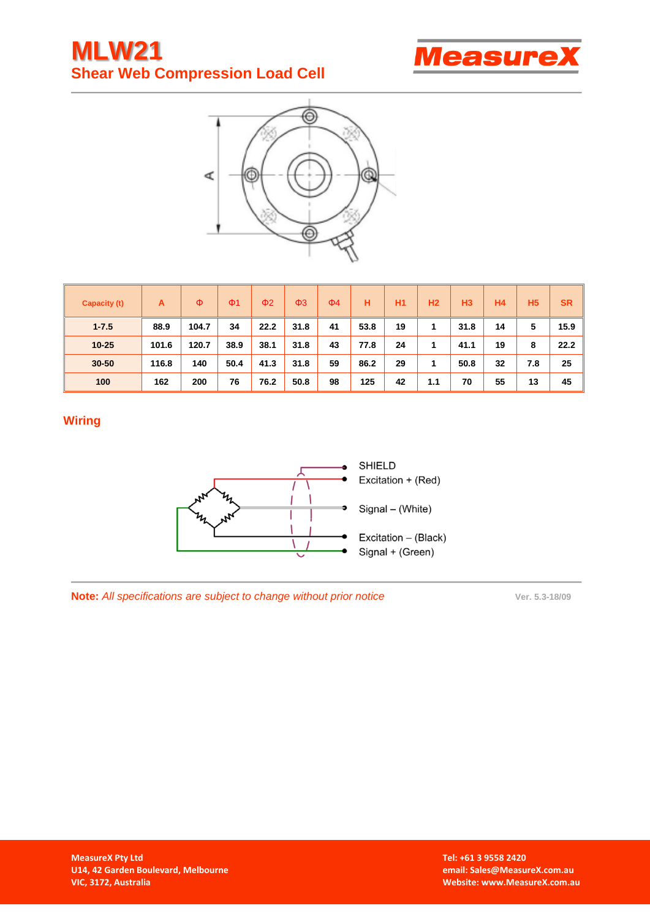# MLW21

## Shear Web Compression Load Cell

A

| Capacity (t) | A | Φ | Φ1 | Φ2 | Φ3 | Φ4 | H | H1 | H2 | H3 | H4 | H5 | SR |
|---|---|---|---|---|---|---|---|---|---|---|---|---|---|
| 1-7.5 | 88.9 | 104.7 | 34 | 22.2 | 31.8 | 41 | 53.8 | 19 | 1 | 31.8 | 14 | 5 | 15.9 |
| 10-25 | 101.6 | 120.7 | 38.9 | 38.1 | 31.8 | 43 | 77.8 | 24 | 1 | 41.1 | 19 | 8 | 22.2 |
| 30-50 | 116.8 | 140 | 50.4 | 41.3 | 31.8 | 59 | 86.2 | 29 | 1 | 50.8 | 32 | 7.8 | 25 |
| 100 | 162 | 200 | 76 | 76.2 | 50.8 | 98 | 125 | 42 | 1.1 | 70 | 55 | 13 | 45 |

## Wiring

SHIELD
Excitation + (Red)
Signal – (White)
Excitation – (Black)
Signal + (Green)

**Note:** *All specifications are subject to change without prior notice*

Ver. 5.3-18/09

MeasureX Pty Ltd
U14, 42 Garden Boulevard, Melbourne
VIC, 3172, Australia

Tel: +61 3 9558 2420
email: Sales@MeasureX.com.au
Website: www.MeasureX.com.au